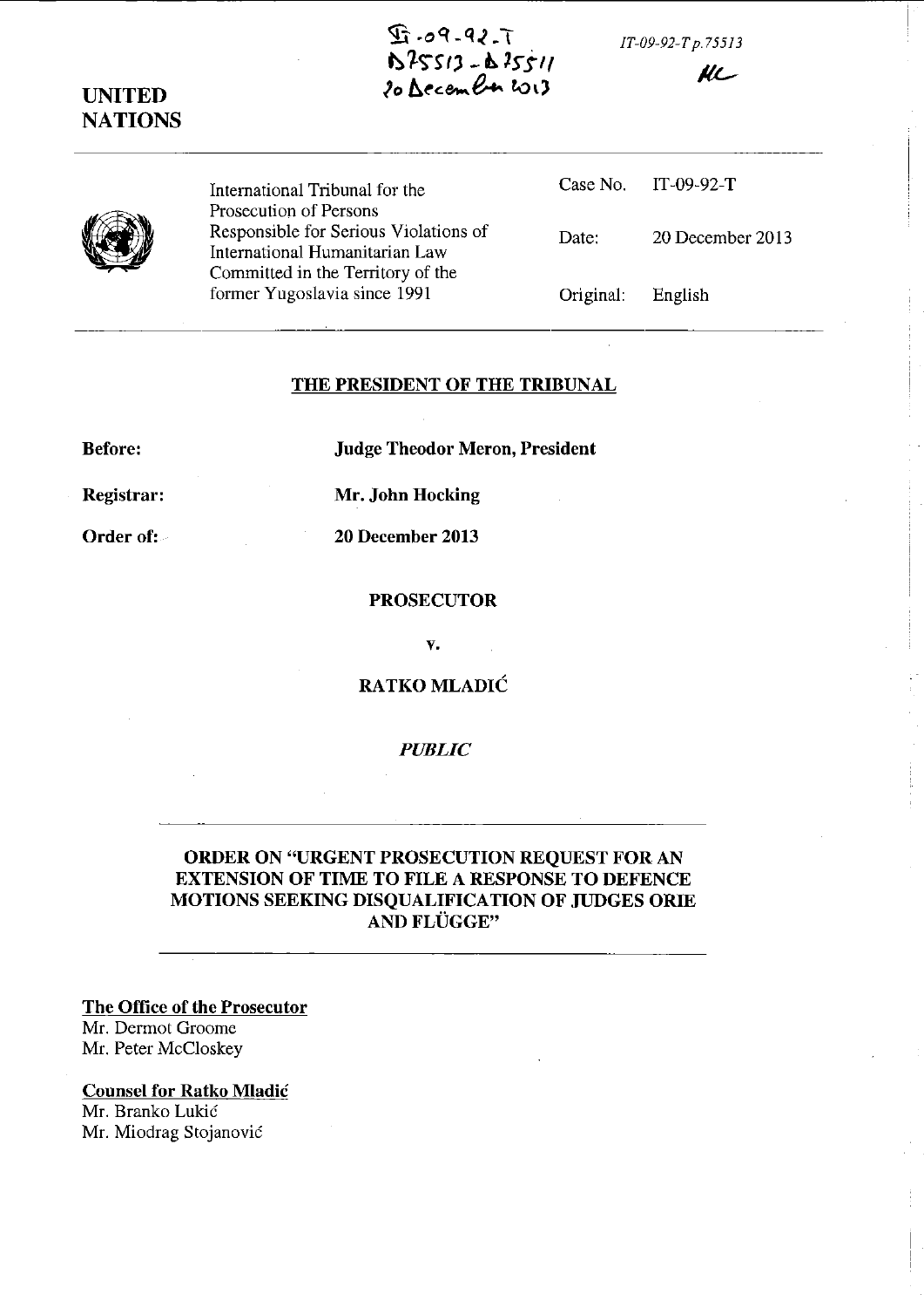IT-09-92-T
D75513 - D75511
20 December 2013

IT-09-92-T p.75513

MC

**UNITED NATIONS**

| International Tribunal for the Prosecution of Persons Responsible for Serious Violations of International Humanitarian Law Committed in the Territory of the former Yugoslavia since 1991 | Case No. | IT-09-92-T |
| --- | --- | --- |
| | Date: | 20 December 2013 |
| | Original: | English |

**THE PRESIDENT OF THE TRIBUNAL**

**Before:** **Judge Theodor Meron, President**

**Registrar:** **Mr. John Hocking**

**Order of:** **20 December 2013**

**PROSECUTOR**

**v.**

**RATKO MLADIĆ**

***PUBLIC***

**ORDER ON "URGENT PROSECUTION REQUEST FOR AN EXTENSION OF TIME TO FILE A RESPONSE TO DEFENCE MOTIONS SEEKING DISQUALIFICATION OF JUDGES ORIE AND FLÜGGE"**

**The Office of the Prosecutor**

Mr. Dermot Groome
Mr. Peter McCloskey

**Counsel for Ratko Mladić**

Mr. Branko Lukić
Mr. Miodrag Stojanović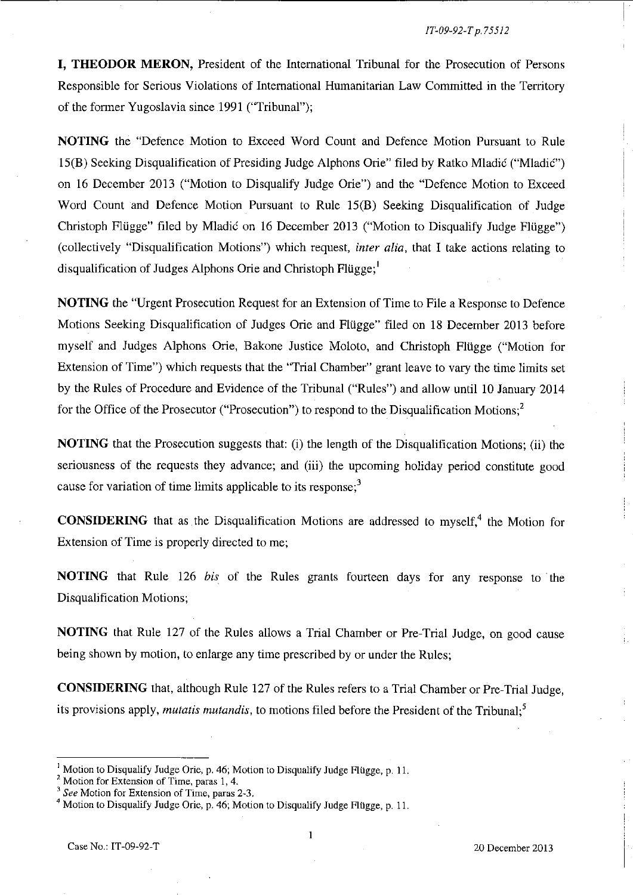**I, THEODOR MERON,** President of the International Tribunal for the Prosecution of Persons Responsible for Serious Violations of International Humanitarian Law Committed in the Territory of the former Yugoslavia since 1991 ("Tribunal");

**NOTING** the "Defence Motion to Exceed Word Count and Defence Motion Pursuant to Rule 15(B) Seeking Disqualification of Presiding Judge Alphons Orie" filed by Ratko Mladić ("Mladić") on 16 December 2013 ("Motion to Disqualify Judge Orie") and the "Defence Motion to Exceed Word Count and Defence Motion Pursuant to Rule 15(B) Seeking Disqualification of Judge Christoph Flügge" filed by Mladić on 16 December 2013 ("Motion to Disqualify Judge Flügge") (collectively "Disqualification Motions") which request, *inter alia*, that I take actions relating to disqualification of Judges Alphons Orie and Christoph Flügge;[1]

**NOTING** the "Urgent Prosecution Request for an Extension of Time to File a Response to Defence Motions Seeking Disqualification of Judges Orie and Flügge" filed on 18 December 2013 before myself and Judges Alphons Orie, Bakone Justice Moloto, and Christoph Flügge ("Motion for Extension of Time") which requests that the "Trial Chamber" grant leave to vary the time limits set by the Rules of Procedure and Evidence of the Tribunal ("Rules") and allow until 10 January 2014 for the Office of the Prosecutor ("Prosecution") to respond to the Disqualification Motions;[2]

**NOTING** that the Prosecution suggests that: (i) the length of the Disqualification Motions; (ii) the seriousness of the requests they advance; and (iii) the upcoming holiday period constitute good cause for variation of time limits applicable to its response;[3]

**CONSIDERING** that as the Disqualification Motions are addressed to myself,[4] the Motion for Extension of Time is properly directed to me;

**NOTING** that Rule 126 *bis* of the Rules grants fourteen days for any response to the Disqualification Motions;

**NOTING** that Rule 127 of the Rules allows a Trial Chamber or Pre-Trial Judge, on good cause being shown by motion, to enlarge any time prescribed by or under the Rules;

**CONSIDERING** that, although Rule 127 of the Rules refers to a Trial Chamber or Pre-Trial Judge, its provisions apply, *mutatis mutandis*, to motions filed before the President of the Tribunal;[5]

---

[1] Motion to Disqualify Judge Orie, p. 46; Motion to Disqualify Judge Flügge, p. 11.

[2] Motion for Extension of Time, paras 1, 4.

[3] *See* Motion for Extension of Time, paras 2-3.

[4] Motion to Disqualify Judge Orie, p. 46; Motion to Disqualify Judge Flügge, p. 11.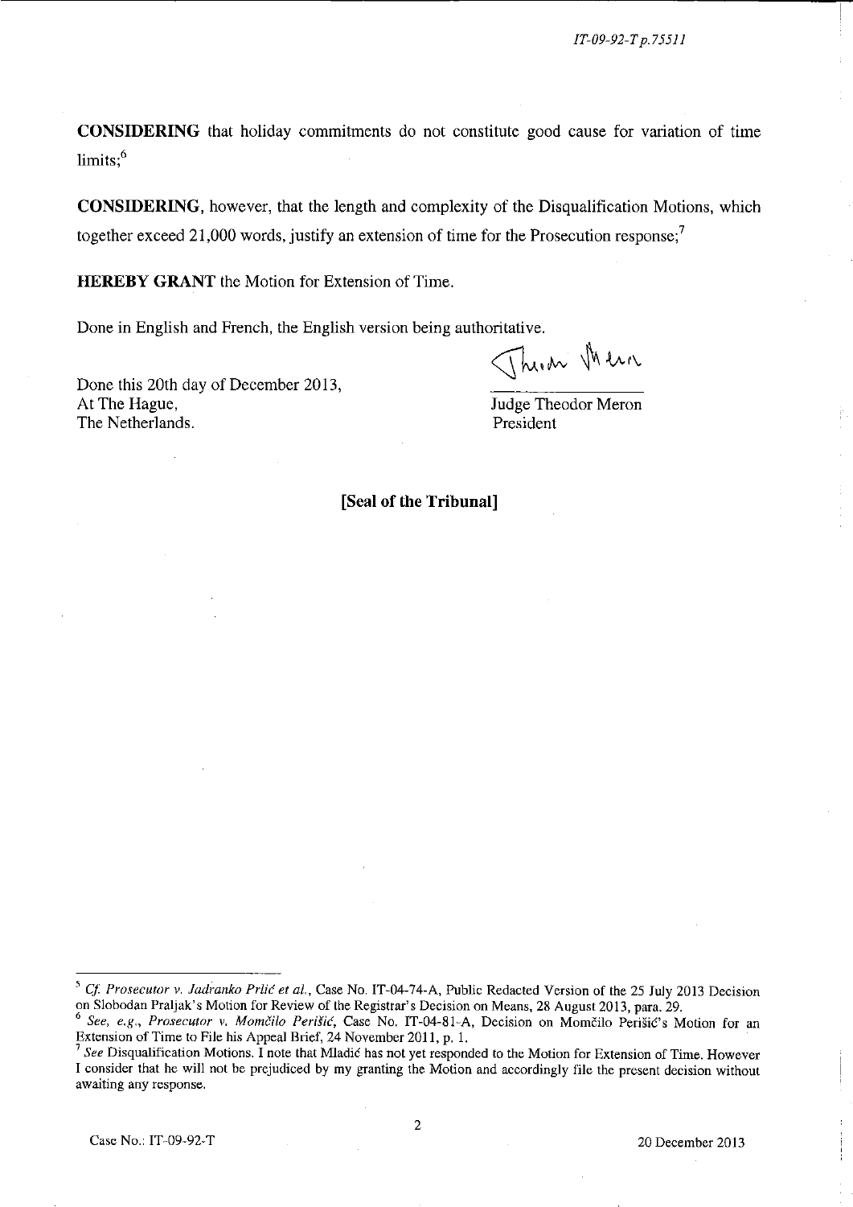**CONSIDERING** that holiday commitments do not constitute good cause for variation of time limits;[6]

**CONSIDERING**, however, that the length and complexity of the Disqualification Motions, which together exceed 21,000 words, justify an extension of time for the Prosecution response;[7]

**HEREBY GRANT** the Motion for Extension of Time.

Done in English and French, the English version being authoritative.

Done this 20th day of December 2013,
At The Hague,
The Netherlands.

Judge Theodor Meron
President

**[Seal of the Tribunal]**

---

[5] *Cf. Prosecutor v. Jadranko Prlić et al.*, Case No. IT-04-74-A, Public Redacted Version of the 25 July 2013 Decision on Slobodan Praljak's Motion for Review of the Registrar's Decision on Means, 28 August 2013, para. 29.

[6] *See, e.g., Prosecutor v. Momčilo Perišić*, Case No. IT-04-81-A, Decision on Momčilo Perišić's Motion for an Extension of Time to File his Appeal Brief, 24 November 2011, p. 1.

[7] *See* Disqualification Motions. I note that Mladić has not yet responded to the Motion for Extension of Time. However I consider that he will not be prejudiced by my granting the Motion and accordingly file the present decision without awaiting any response.